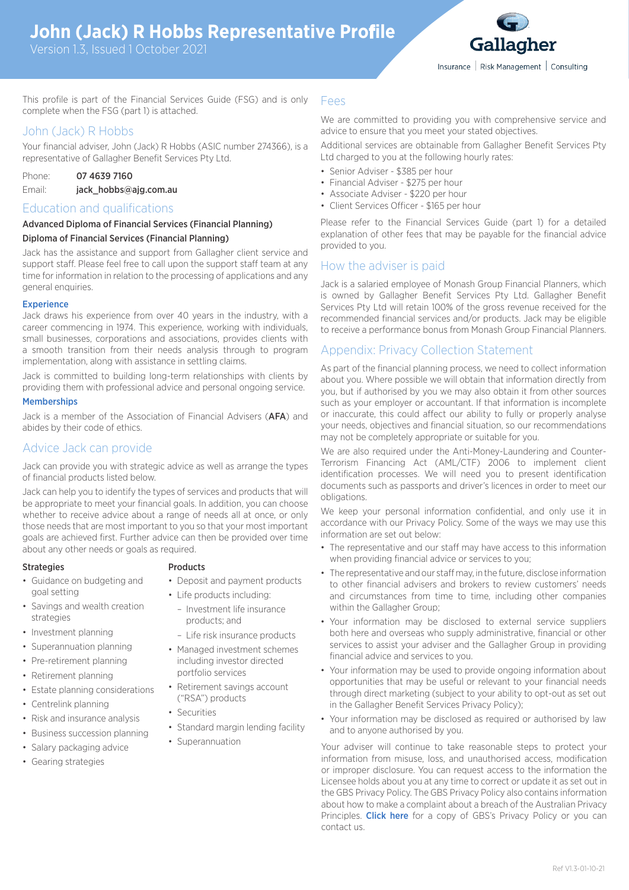# John (Jack) R Hobbs Representative Profile

Version 1.3, Issued 1 October 2021

This profile is part of the Financial Services Guide (FSG) and is only complete when the FSG (part 1) is attached.

## John (Jack) R Hobbs

Your financial adviser, John (Jack) R Hobbs (ASIC number 274366), is a representative of Gallagher Benefit Services Pty Ltd.

Phone: **07 4639 7160**

Email: **jack_hobbs@ajg.com.au**

## Education and qualifications

**Advanced Diploma of Financial Services (Financial Planning)**

**Diploma of Financial Services (Financial Planning)**

Jack has the assistance and support from Gallagher client service and support staff. Please feel free to call upon the support staff team at any time for information in relation to the processing of applications and any general enquiries.

### Experience

Jack draws his experience from over 40 years in the industry, with a career commencing in 1974. This experience, working with individuals, small businesses, corporations and associations, provides clients with a smooth transition from their needs analysis through to program implementation, along with assistance in settling claims.

Jack is committed to building long-term relationships with clients by providing them with professional advice and personal ongoing service.

### Memberships

Jack is a member of the Association of Financial Advisers (**AFA**) and abides by their code of ethics.

## Advice Jack can provide

Jack can provide you with strategic advice as well as arrange the types of financial products listed below.

Jack can help you to identify the types of services and products that will be appropriate to meet your financial goals. In addition, you can choose whether to receive advice about a range of needs all at once, or only those needs that are most important to you so that your most important goals are achieved first. Further advice can then be provided over time about any other needs or goals as required.

**Strategies**

- Guidance on budgeting and goal setting
- Savings and wealth creation strategies
- Investment planning
- Superannuation planning
- Pre-retirement planning
- Retirement planning
- Estate planning considerations
- Centrelink planning
- Risk and insurance analysis
- Business succession planning
- Salary packaging advice
- Gearing strategies

**Products**

- Deposit and payment products
- Life products including:
  - Investment life insurance products; and
  - Life risk insurance products
- Managed investment schemes including investor directed portfolio services
- Retirement savings account ("RSA") products
- Securities
- Standard margin lending facility
- Superannuation

## Fees

We are committed to providing you with comprehensive service and advice to ensure that you meet your stated objectives.

Additional services are obtainable from Gallagher Benefit Services Pty Ltd charged to you at the following hourly rates:

- Senior Adviser - $385 per hour
- Financial Adviser - $275 per hour
- Associate Adviser - $220 per hour
- Client Services Officer - $165 per hour

Please refer to the Financial Services Guide (part 1) for a detailed explanation of other fees that may be payable for the financial advice provided to you.

## How the adviser is paid

Jack is a salaried employee of Monash Group Financial Planners, which is owned by Gallagher Benefit Services Pty Ltd. Gallagher Benefit Services Pty Ltd will retain 100% of the gross revenue received for the recommended financial services and/or products. Jack may be eligible to receive a performance bonus from Monash Group Financial Planners.

## Appendix: Privacy Collection Statement

As part of the financial planning process, we need to collect information about you. Where possible we will obtain that information directly from you, but if authorised by you we may also obtain it from other sources such as your employer or accountant. If that information is incomplete or inaccurate, this could affect our ability to fully or properly analyse your needs, objectives and financial situation, so our recommendations may not be completely appropriate or suitable for you.

We are also required under the Anti-Money-Laundering and Counter-Terrorism Financing Act (AML/CTF) 2006 to implement client identification processes. We will need you to present identification documents such as passports and driver's licences in order to meet our obligations.

We keep your personal information confidential, and only use it in accordance with our Privacy Policy. Some of the ways we may use this information are set out below:

- The representative and our staff may have access to this information when providing financial advice or services to you;
- The representative and our staff may, in the future, disclose information to other financial advisers and brokers to review customers' needs and circumstances from time to time, including other companies within the Gallagher Group;
- Your information may be disclosed to external service suppliers both here and overseas who supply administrative, financial or other services to assist your adviser and the Gallagher Group in providing financial advice and services to you.
- Your information may be used to provide ongoing information about opportunities that may be useful or relevant to your financial needs through direct marketing (subject to your ability to opt-out as set out in the Gallagher Benefit Services Privacy Policy);
- Your information may be disclosed as required or authorised by law and to anyone authorised by you.

Your adviser will continue to take reasonable steps to protect your information from misuse, loss, and unauthorised access, modification or improper disclosure. You can request access to the information the Licensee holds about you at any time to correct or update it as set out in the GBS Privacy Policy. The GBS Privacy Policy also contains information about how to make a complaint about a breach of the Australian Privacy Principles. **Click here** for a copy of GBS's Privacy Policy or you can contact us.

Ref V1.3-01-10-21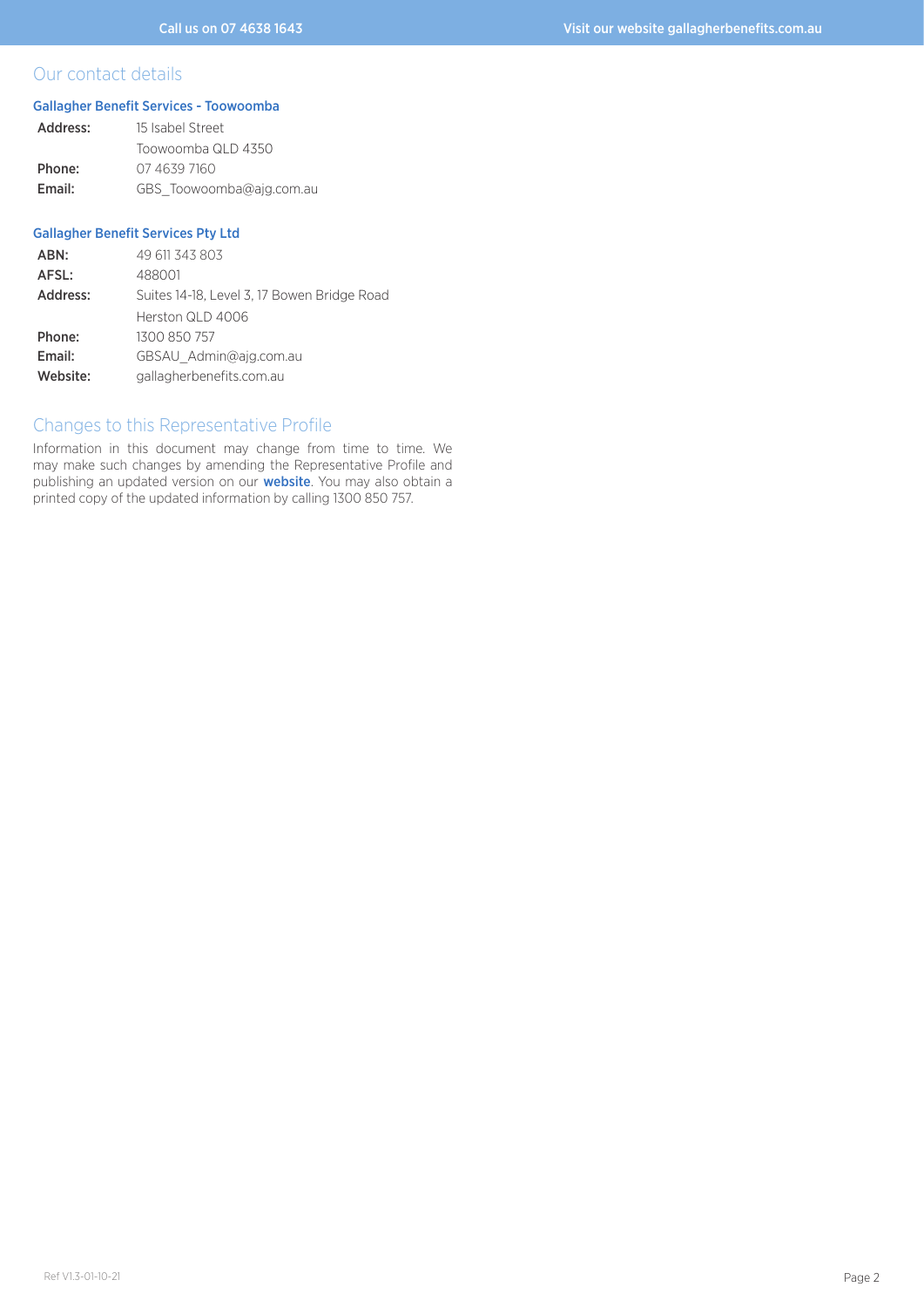## Our contact details

### Gallagher Benefit Services - Toowoomba

| | |
|---|---|
| **Address:** | 15 Isabel Street<br>Toowoomba QLD 4350 |
| **Phone:** | 07 4639 7160 |
| **Email:** | GBS_Toowoomba@ajg.com.au |

### Gallagher Benefit Services Pty Ltd

| | |
|---|---|
| **ABN:** | 49 611 343 803 |
| **AFSL:** | 488001 |
| **Address:** | Suites 14-18, Level 3, 17 Bowen Bridge Road<br>Herston QLD 4006 |
| **Phone:** | 1300 850 757 |
| **Email:** | GBSAU_Admin@ajg.com.au |
| **Website:** | gallagherbenefits.com.au |

## Changes to this Representative Profile

Information in this document may change from time to time. We may make such changes by amending the Representative Profile and publishing an updated version on our **website**. You may also obtain a printed copy of the updated information by calling 1300 850 757.

Ref V1.3-01-10-21